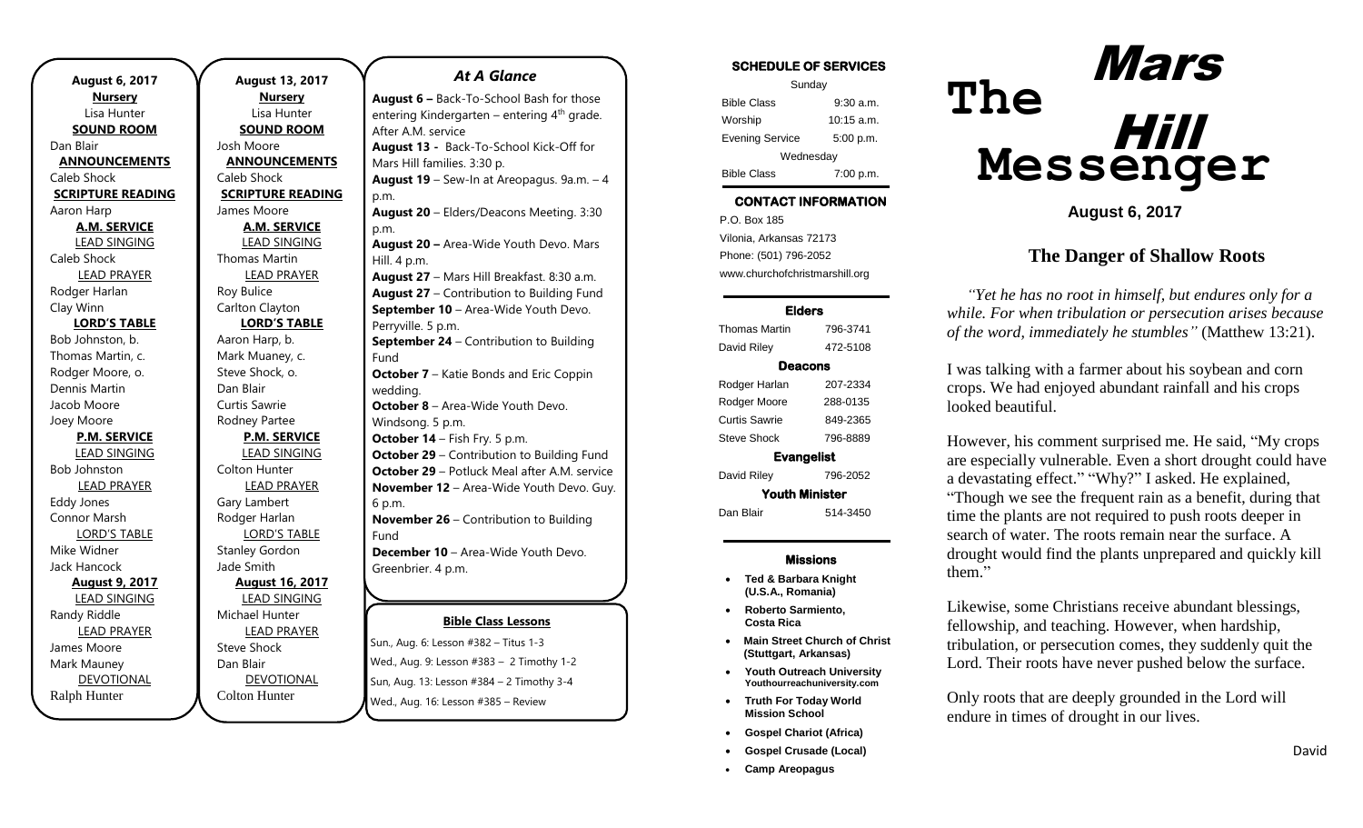**August 6, 2017**

**Nursery**

Lisa Hunter

**SOUND ROOM**

Dan Blair

**ANNOUNCEMENTS**

Caleb Shock

**SCRIPTURE READING**

Aaron Harp

**A.M. SERVICE**

LEAD SINGING

Caleb Shock

LEAD PRAYER

Rodger Harlan

Clay Winn

**LORD'S TABLE**

Bob Johnston, b.

Thomas Martin, c.

Rodger Moore, o.

Dennis Martin

Jacob Moore

Joey Moore

**P.M. SERVICE**

LEAD SINGING

Bob Johnston

LEAD PRAYER

Eddy Jones

Connor Marsh

LORD'S TABLE

Mike Widner

Jack Hancock

**August 9, 2017**

LEAD SINGING

Randy Riddle

LEAD PRAYER

James Moore

Mark Mauney

DEVOTIONAL

Ralph Hunter

**August 13, 2017**

**Nursery**

Lisa Hunter

**SOUND ROOM**

Josh Moore

**ANNOUNCEMENTS**

Caleb Shock

**SCRIPTURE READING**

James Moore

**A.M. SERVICE**

LEAD SINGING

Thomas Martin

LEAD PRAYER

Roy Bulice

Carlton Clayton

**LORD'S TABLE**

Aaron Harp, b.

Mark Muaney, c.

Steve Shock, o.

Dan Blair

Curtis Sawrie

Rodney Partee

**P.M. SERVICE**

LEAD SINGING

Colton Hunter

LEAD PRAYER

Gary Lambert

Rodger Harlan

LORD'S TABLE

Stanley Gordon

Jade Smith

**August 16, 2017**

LEAD SINGING

Michael Hunter

LEAD PRAYER

Steve Shock

Dan Blair

DEVOTIONAL

Colton Hunter

## At A Glance

**August 6 –** Back-To-School Bash for those entering Kindergarten – entering 4th grade. After A.M. service

**August 13 -** Back-To-School Kick-Off for Mars Hill families. 3:30 p.

**August 19** – Sew-In at Areopagus. 9a.m. – 4 p.m.

**August 20** – Elders/Deacons Meeting. 3:30 p.m.

**August 20 –** Area-Wide Youth Devo. Mars Hill. 4 p.m.

**August 27** – Mars Hill Breakfast. 8:30 a.m.

**August 27** – Contribution to Building Fund

**September 10** – Area-Wide Youth Devo. Perryville. 5 p.m.

**September 24** – Contribution to Building Fund

**October 7** – Katie Bonds and Eric Coppin wedding.

**October 8** – Area-Wide Youth Devo. Windsong. 5 p.m.

**October 14** – Fish Fry. 5 p.m.

**October 29** – Contribution to Building Fund

**October 29** – Potluck Meal after A.M. service

**November 12** – Area-Wide Youth Devo. Guy. 6 p.m.

**November 26** – Contribution to Building Fund

**December 10** – Area-Wide Youth Devo. Greenbrier. 4 p.m.

### Bible Class Lessons

Sun., Aug. 6: Lesson #382 – Titus 1-3

Wed., Aug. 9: Lesson #383 – 2 Timothy 1-2

Sun, Aug. 13: Lesson #384 – 2 Timothy 3-4

Wed., Aug. 16: Lesson #385 – Review

### SCHEDULE OF SERVICES

| Sunday | |
|---|---|
| Bible Class | 9:30 a.m. |
| Worship | 10:15 a.m. |
| Evening Service | 5:00 p.m. |
| Wednesday | |
| Bible Class | 7:00 p.m. |

### CONTACT INFORMATION

P.O. Box 185

Vilonia, Arkansas 72173

Phone: (501) 796-2052

www.churchofchristmarshill.org

### Elders

| Thomas Martin | 796-3741 |
|---|---|
| David Riley | 472-5108 |

### Deacons

| Rodger Harlan | 207-2334 |
|---|---|
| Rodger Moore | 288-0135 |
| Curtis Sawrie | 849-2365 |
| Steve Shock | 796-8889 |

### Evangelist

| David Riley | 796-2052 |
|---|---|

### Youth Minister

| Dan Blair | 514-3450 |
|---|---|

### Missions

- **Ted & Barbara Knight (U.S.A., Romania)**
- **Roberto Sarmiento, Costa Rica**
- **Main Street Church of Christ (Stuttgart, Arkansas)**
- **Youth Outreach University** Youthourreachuniversity.com
- **Truth For Today World Mission School**
- **Gospel Chariot (Africa)**
- **Gospel Crusade (Local)**
- **Camp Areopagus**

# The Mars Hill Messenger

**August 6, 2017**

## The Danger of Shallow Roots

*"Yet he has no root in himself, but endures only for a while. For when tribulation or persecution arises because of the word, immediately he stumbles"* (Matthew 13:21).

I was talking with a farmer about his soybean and corn crops. We had enjoyed abundant rainfall and his crops looked beautiful.

However, his comment surprised me. He said, "My crops are especially vulnerable. Even a short drought could have a devastating effect." "Why?" I asked. He explained, "Though we see the frequent rain as a benefit, during that time the plants are not required to push roots deeper in search of water. The roots remain near the surface. A drought would find the plants unprepared and quickly kill them."

Likewise, some Christians receive abundant blessings, fellowship, and teaching. However, when hardship, tribulation, or persecution comes, they suddenly quit the Lord. Their roots have never pushed below the surface.

Only roots that are deeply grounded in the Lord will endure in times of drought in our lives.

David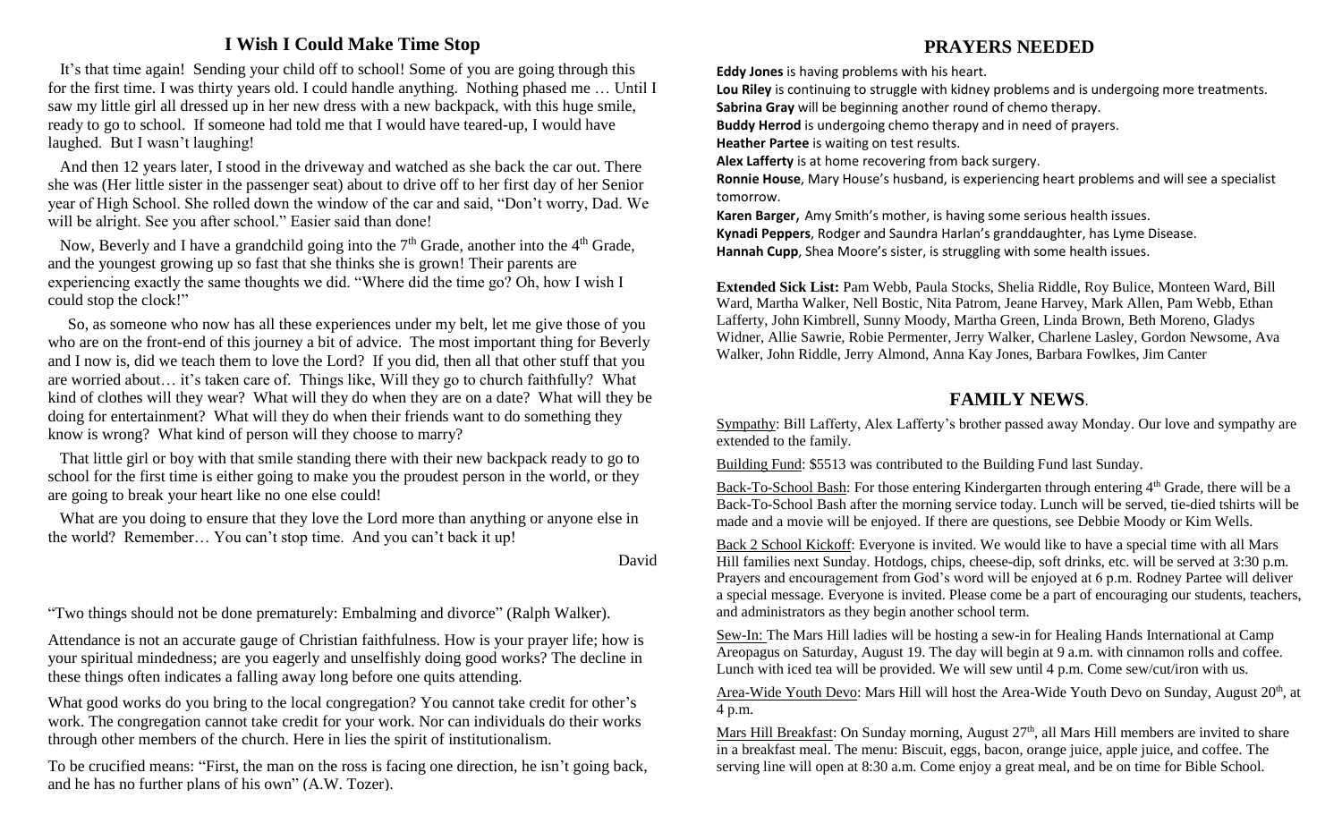## I Wish I Could Make Time Stop

It's that time again! Sending your child off to school! Some of you are going through this for the first time. I was thirty years old. I could handle anything. Nothing phased me … Until I saw my little girl all dressed up in her new dress with a new backpack, with this huge smile, ready to go to school. If someone had told me that I would have teared-up, I would have laughed. But I wasn't laughing!

And then 12 years later, I stood in the driveway and watched as she back the car out. There she was (Her little sister in the passenger seat) about to drive off to her first day of her Senior year of High School. She rolled down the window of the car and said, "Don't worry, Dad. We will be alright. See you after school." Easier said than done!

Now, Beverly and I have a grandchild going into the 7th Grade, another into the 4th Grade, and the youngest growing up so fast that she thinks she is grown! Their parents are experiencing exactly the same thoughts we did. "Where did the time go? Oh, how I wish I could stop the clock!"

So, as someone who now has all these experiences under my belt, let me give those of you who are on the front-end of this journey a bit of advice. The most important thing for Beverly and I now is, did we teach them to love the Lord? If you did, then all that other stuff that you are worried about… it's taken care of. Things like, Will they go to church faithfully? What kind of clothes will they wear? What will they do when they are on a date? What will they be doing for entertainment? What will they do when their friends want to do something they know is wrong? What kind of person will they choose to marry?

That little girl or boy with that smile standing there with their new backpack ready to go to school for the first time is either going to make you the proudest person in the world, or they are going to break your heart like no one else could!

What are you doing to ensure that they love the Lord more than anything or anyone else in the world? Remember… You can't stop time. And you can't back it up!

David

"Two things should not be done prematurely: Embalming and divorce" (Ralph Walker).

Attendance is not an accurate gauge of Christian faithfulness. How is your prayer life; how is your spiritual mindedness; are you eagerly and unselfishly doing good works? The decline in these things often indicates a falling away long before one quits attending.

What good works do you bring to the local congregation? You cannot take credit for other's work. The congregation cannot take credit for your work. Nor can individuals do their works through other members of the church. Here in lies the spirit of institutionalism.

To be crucified means: "First, the man on the ross is facing one direction, he isn't going back, and he has no further plans of his own" (A.W. Tozer).

## PRAYERS NEEDED

**Eddy Jones** is having problems with his heart.
**Lou Riley** is continuing to struggle with kidney problems and is undergoing more treatments.
**Sabrina Gray** will be beginning another round of chemo therapy.
**Buddy Herrod** is undergoing chemo therapy and in need of prayers.
**Heather Partee** is waiting on test results.
**Alex Lafferty** is at home recovering from back surgery.
**Ronnie House**, Mary House's husband, is experiencing heart problems and will see a specialist tomorrow.
**Karen Barger,** Amy Smith's mother, is having some serious health issues.
**Kynadi Peppers**, Rodger and Saundra Harlan's granddaughter, has Lyme Disease.
**Hannah Cupp**, Shea Moore's sister, is struggling with some health issues.

**Extended Sick List:** Pam Webb, Paula Stocks, Shelia Riddle, Roy Bulice, Monteen Ward, Bill Ward, Martha Walker, Nell Bostic, Nita Patrom, Jeane Harvey, Mark Allen, Pam Webb, Ethan Lafferty, John Kimbrell, Sunny Moody, Martha Green, Linda Brown, Beth Moreno, Gladys Widner, Allie Sawrie, Robie Permenter, Jerry Walker, Charlene Lasley, Gordon Newsome, Ava Walker, John Riddle, Jerry Almond, Anna Kay Jones, Barbara Fowlkes, Jim Canter

## FAMILY NEWS.

Sympathy: Bill Lafferty, Alex Lafferty's brother passed away Monday. Our love and sympathy are extended to the family.

Building Fund: $5513 was contributed to the Building Fund last Sunday.

Back-To-School Bash: For those entering Kindergarten through entering 4th Grade, there will be a Back-To-School Bash after the morning service today. Lunch will be served, tie-died tshirts will be made and a movie will be enjoyed. If there are questions, see Debbie Moody or Kim Wells.

Back 2 School Kickoff: Everyone is invited. We would like to have a special time with all Mars Hill families next Sunday. Hotdogs, chips, cheese-dip, soft drinks, etc. will be served at 3:30 p.m. Prayers and encouragement from God's word will be enjoyed at 6 p.m. Rodney Partee will deliver a special message. Everyone is invited. Please come be a part of encouraging our students, teachers, and administrators as they begin another school term.

Sew-In: The Mars Hill ladies will be hosting a sew-in for Healing Hands International at Camp Areopagus on Saturday, August 19. The day will begin at 9 a.m. with cinnamon rolls and coffee. Lunch with iced tea will be provided. We will sew until 4 p.m. Come sew/cut/iron with us.

Area-Wide Youth Devo: Mars Hill will host the Area-Wide Youth Devo on Sunday, August 20th, at 4 p.m.

Mars Hill Breakfast: On Sunday morning, August 27th, all Mars Hill members are invited to share in a breakfast meal. The menu: Biscuit, eggs, bacon, orange juice, apple juice, and coffee. The serving line will open at 8:30 a.m. Come enjoy a great meal, and be on time for Bible School.